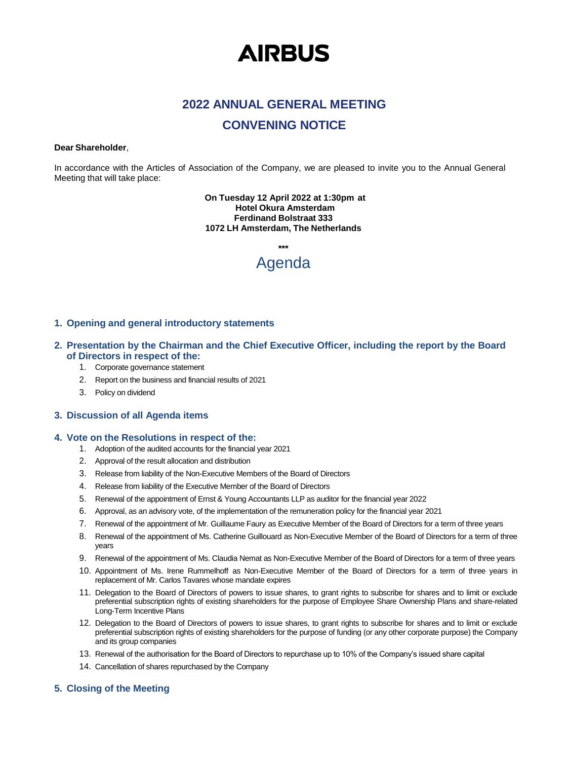# AIRBUS

## 2022 ANNUAL GENERAL MEETING

## CONVENING NOTICE

**Dear Shareholder**,

In accordance with the Articles of Association of the Company, we are pleased to invite you to the Annual General Meeting that will take place:

**On Tuesday 12 April 2022 at 1:30pm at**
**Hotel Okura Amsterdam**
**Ferdinand Bolstraat 333**
**1072 LH Amsterdam, The Netherlands**

\*\*\*

## Agenda

### 1. Opening and general introductory statements

### 2. Presentation by the Chairman and the Chief Executive Officer, including the report by the Board of Directors in respect of the:

1. Corporate governance statement
2. Report on the business and financial results of 2021
3. Policy on dividend

### 3. Discussion of all Agenda items

### 4. Vote on the Resolutions in respect of the:

1. Adoption of the audited accounts for the financial year 2021
2. Approval of the result allocation and distribution
3. Release from liability of the Non-Executive Members of the Board of Directors
4. Release from liability of the Executive Member of the Board of Directors
5. Renewal of the appointment of Ernst & Young Accountants LLP as auditor for the financial year 2022
6. Approval, as an advisory vote, of the implementation of the remuneration policy for the financial year 2021
7. Renewal of the appointment of Mr. Guillaume Faury as Executive Member of the Board of Directors for a term of three years
8. Renewal of the appointment of Ms. Catherine Guillouard as Non-Executive Member of the Board of Directors for a term of three years
9. Renewal of the appointment of Ms. Claudia Nemat as Non-Executive Member of the Board of Directors for a term of three years
10. Appointment of Ms. Irene Rummelhoff as Non-Executive Member of the Board of Directors for a term of three years in replacement of Mr. Carlos Tavares whose mandate expires
11. Delegation to the Board of Directors of powers to issue shares, to grant rights to subscribe for shares and to limit or exclude preferential subscription rights of existing shareholders for the purpose of Employee Share Ownership Plans and share-related Long-Term Incentive Plans
12. Delegation to the Board of Directors of powers to issue shares, to grant rights to subscribe for shares and to limit or exclude preferential subscription rights of existing shareholders for the purpose of funding (or any other corporate purpose) the Company and its group companies
13. Renewal of the authorisation for the Board of Directors to repurchase up to 10% of the Company's issued share capital
14. Cancellation of shares repurchased by the Company

### 5. Closing of the Meeting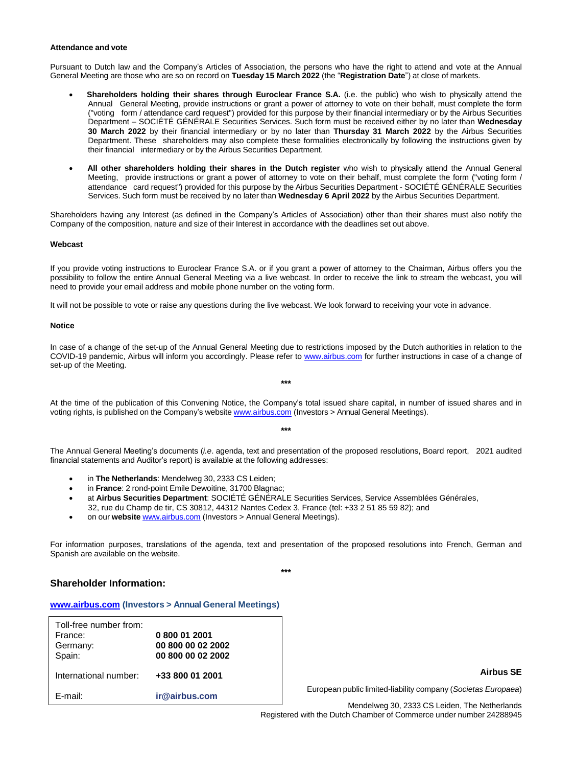**Attendance and vote**

Pursuant to Dutch law and the Company's Articles of Association, the persons who have the right to attend and vote at the Annual General Meeting are those who are so on record on **Tuesday 15 March 2022** (the "**Registration Date**") at close of markets.

- **Shareholders holding their shares through Euroclear France S.A.** (i.e. the public) who wish to physically attend the Annual General Meeting, provide instructions or grant a power of attorney to vote on their behalf, must complete the form ("voting form / attendance card request") provided for this purpose by their financial intermediary or by the Airbus Securities Department – SOCIÉTÉ GÉNÉRALE Securities Services. Such form must be received either by no later than **Wednesday 30 March 2022** by their financial intermediary or by no later than **Thursday 31 March 2022** by the Airbus Securities Department. These shareholders may also complete these formalities electronically by following the instructions given by their financial intermediary or by the Airbus Securities Department.

- **All other shareholders holding their shares in the Dutch register** who wish to physically attend the Annual General Meeting, provide instructions or grant a power of attorney to vote on their behalf, must complete the form ("voting form / attendance card request") provided for this purpose by the Airbus Securities Department - SOCIÉTÉ GÉNÉRALE Securities Services. Such form must be received by no later than **Wednesday 6 April 2022** by the Airbus Securities Department.

Shareholders having any Interest (as defined in the Company's Articles of Association) other than their shares must also notify the Company of the composition, nature and size of their Interest in accordance with the deadlines set out above.

**Webcast**

If you provide voting instructions to Euroclear France S.A. or if you grant a power of attorney to the Chairman, Airbus offers you the possibility to follow the entire Annual General Meeting via a live webcast. In order to receive the link to stream the webcast, you will need to provide your email address and mobile phone number on the voting form.

It will not be possible to vote or raise any questions during the live webcast. We look forward to receiving your vote in advance.

**Notice**

In case of a change of the set-up of the Annual General Meeting due to restrictions imposed by the Dutch authorities in relation to the COVID-19 pandemic, Airbus will inform you accordingly. Please refer to www.airbus.com for further instructions in case of a change of set-up of the Meeting.

***

At the time of the publication of this Convening Notice, the Company's total issued share capital, in number of issued shares and in voting rights, is published on the Company's website www.airbus.com (Investors > Annual General Meetings).

***

The Annual General Meeting's documents (*i.e*. agenda, text and presentation of the proposed resolutions, Board report, 2021 audited financial statements and Auditor's report) is available at the following addresses:

- in **The Netherlands**: Mendelweg 30, 2333 CS Leiden;
- in **France**: 2 rond-point Emile Dewoitine, 31700 Blagnac;
- at **Airbus Securities Department**: SOCIÉTÉ GÉNÉRALE Securities Services, Service Assemblées Générales, 32, rue du Champ de tir, CS 30812, 44312 Nantes Cedex 3, France (tel: +33 2 51 85 59 82); and
- on our **website** www.airbus.com (Investors > Annual General Meetings).

For information purposes, translations of the agenda, text and presentation of the proposed resolutions into French, German and Spanish are available on the website.

***

## Shareholder Information:

**www.airbus.com (Investors > Annual General Meetings)**

| | |
|---|---|
| Toll-free number from: | |
| France: | **0 800 01 2001** |
| Germany: | **00 800 00 02 2002** |
| Spain: | **00 800 00 02 2002** |
| International number: | **+33 800 01 2001** |
| E-mail: | **ir@airbus.com** |

**Airbus SE**

European public limited-liability company (*Societas Europaea*)

Mendelweg 30, 2333 CS Leiden, The Netherlands

Registered with the Dutch Chamber of Commerce under number 24288945